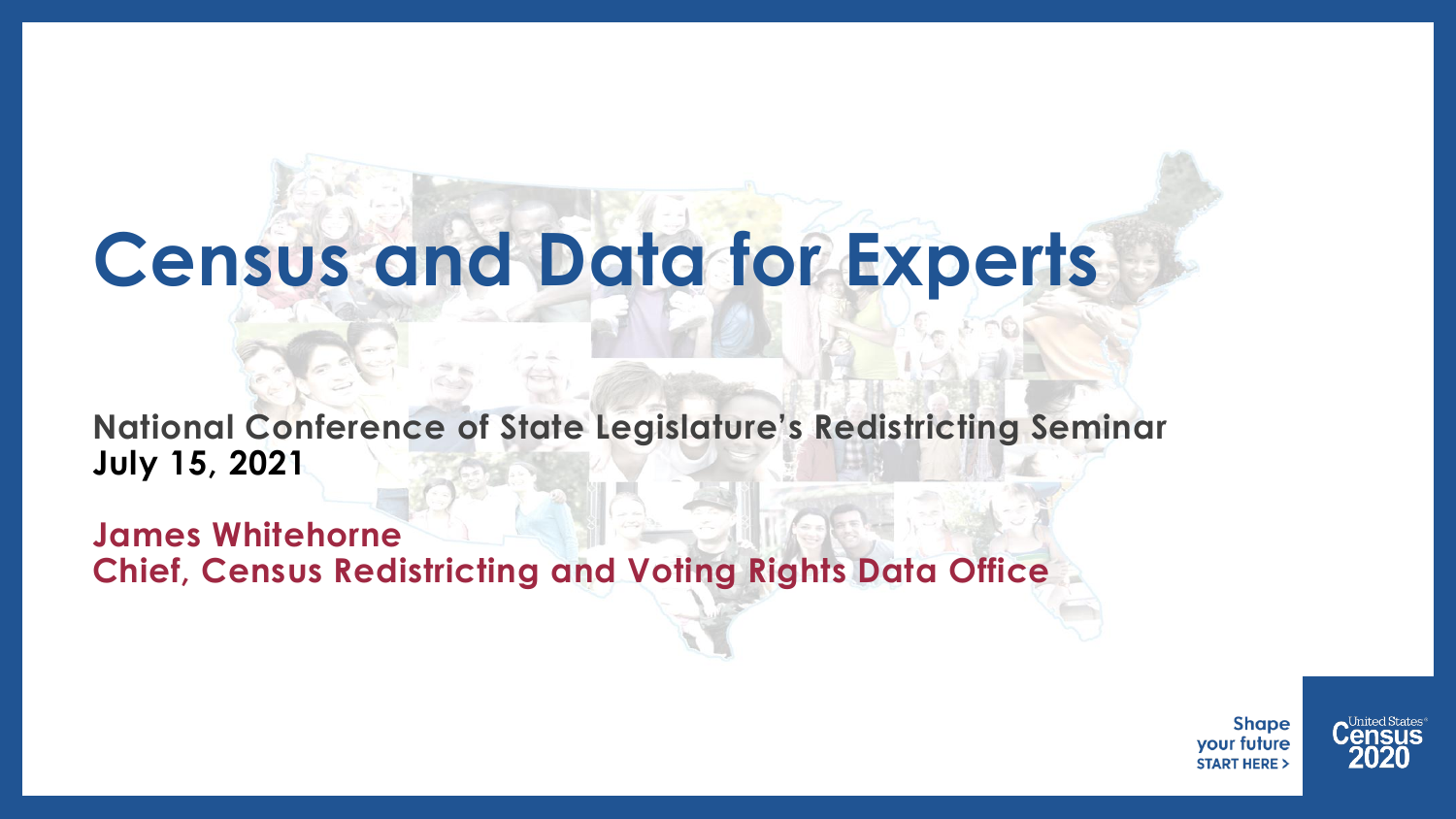# Census and Data for Experts

**National Conference of State Legislature's Redistricting Seminar**
**July 15, 2021**

**James Whitehorne**
**Chief, Census Redistricting and Voting Rights Data Office**

Shape your future START HERE >

United States Census 2020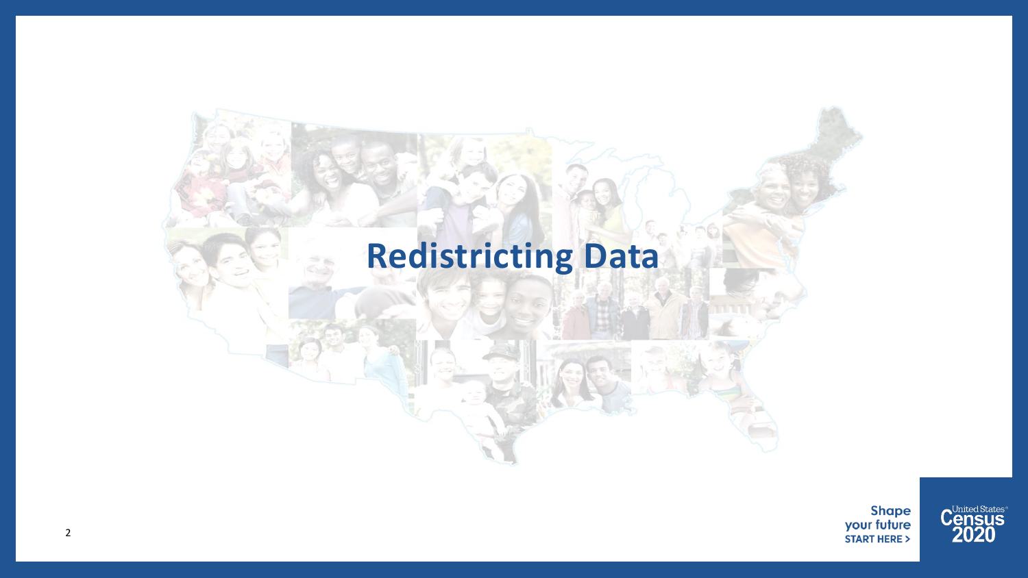# Redistricting Data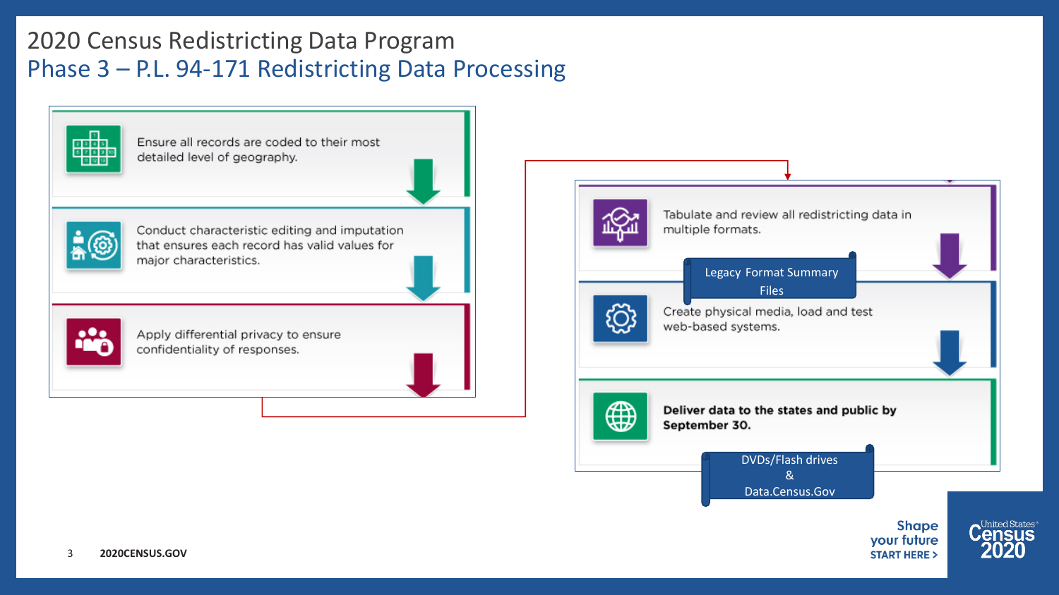# 2020 Census Redistricting Data Program

## Phase 3 – P.L. 94-171 Redistricting Data Processing

1. Ensure all records are coded to their most detailed level of geography.
2. Conduct characteristic editing and imputation that ensures each record has valid values for major characteristics.
3. Apply differential privacy to ensure confidentiality of responses.
4. Tabulate and review all redistricting data in multiple formats.
   - Legacy Format Summary Files
5. Create physical media, load and test web-based systems.
6. **Deliver data to the states and public by September 30.**
   - DVDs/Flash drives & Data.Census.Gov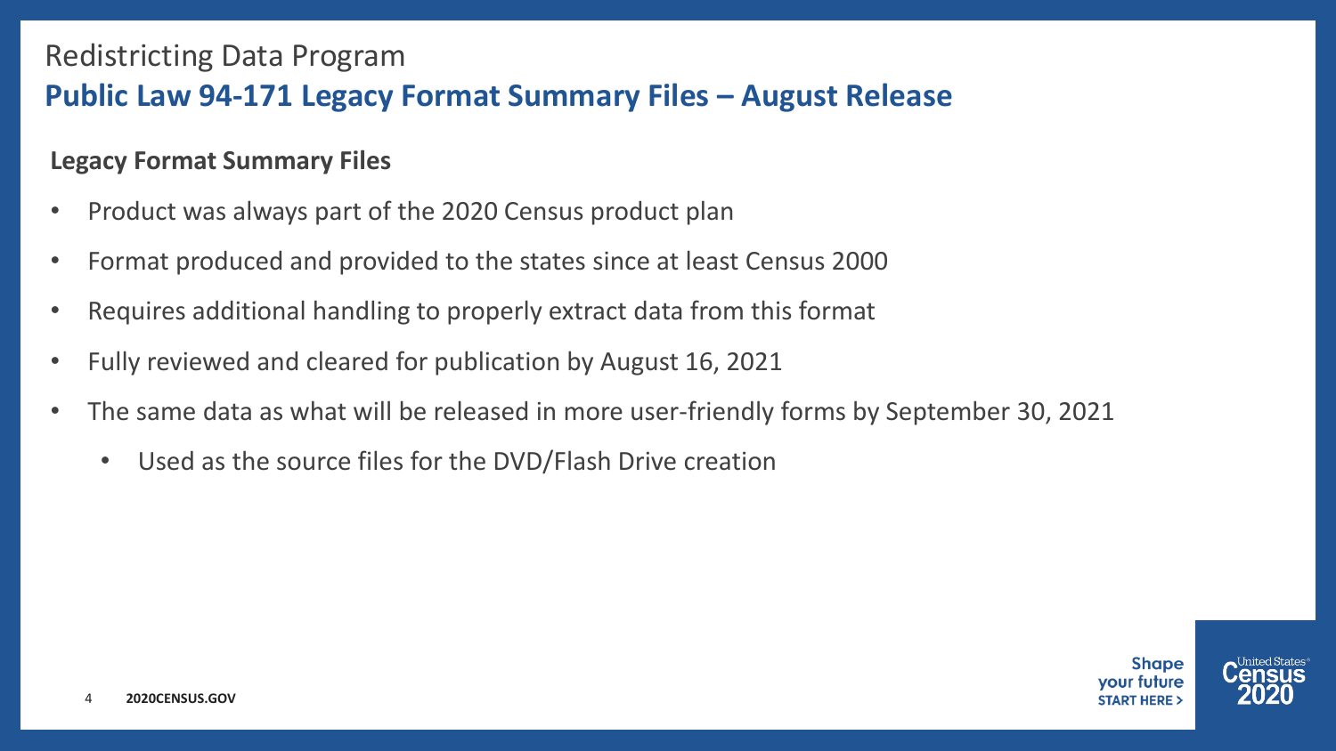Redistricting Data Program

## Public Law 94-171 Legacy Format Summary Files – August Release

**Legacy Format Summary Files**

- Product was always part of the 2020 Census product plan
- Format produced and provided to the states since at least Census 2000
- Requires additional handling to properly extract data from this format
- Fully reviewed and cleared for publication by August 16, 2021
- The same data as what will be released in more user-friendly forms by September 30, 2021
  - Used as the source files for the DVD/Flash Drive creation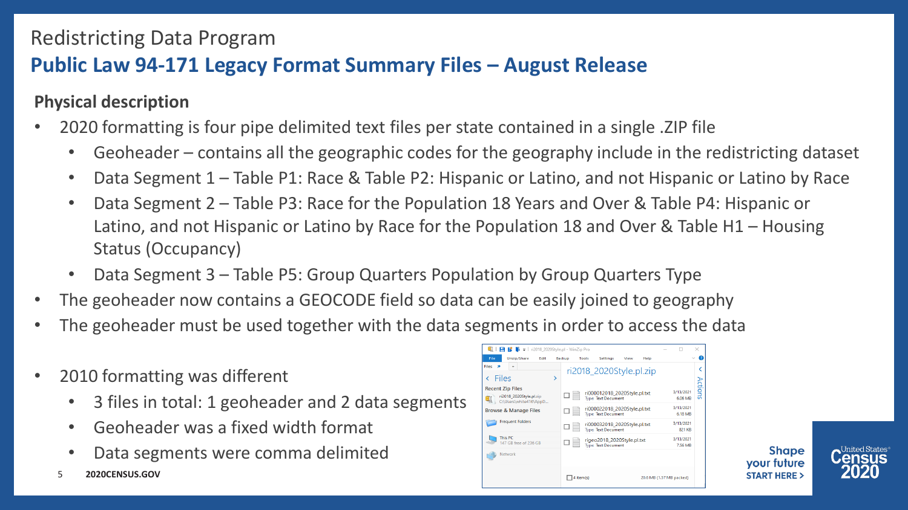# Redistricting Data Program

## Public Law 94-171 Legacy Format Summary Files – August Release

### Physical description

- 2020 formatting is four pipe delimited text files per state contained in a single .ZIP file
  - Geoheader – contains all the geographic codes for the geography include in the redistricting dataset
  - Data Segment 1 – Table P1: Race & Table P2: Hispanic or Latino, and not Hispanic or Latino by Race
  - Data Segment 2 – Table P3: Race for the Population 18 Years and Over & Table P4: Hispanic or Latino, and not Hispanic or Latino by Race for the Population 18 and Over & Table H1 – Housing Status (Occupancy)
  - Data Segment 3 – Table P5: Group Quarters Population by Group Quarters Type
- The geoheader now contains a GEOCODE field so data can be easily joined to geography
- The geoheader must be used together with the data segments in order to access the data
- 2010 formatting was different
  - 3 files in total: 1 geoheader and 2 data segments
  - Geoheader was a fixed width format
  - Data segments were comma delimited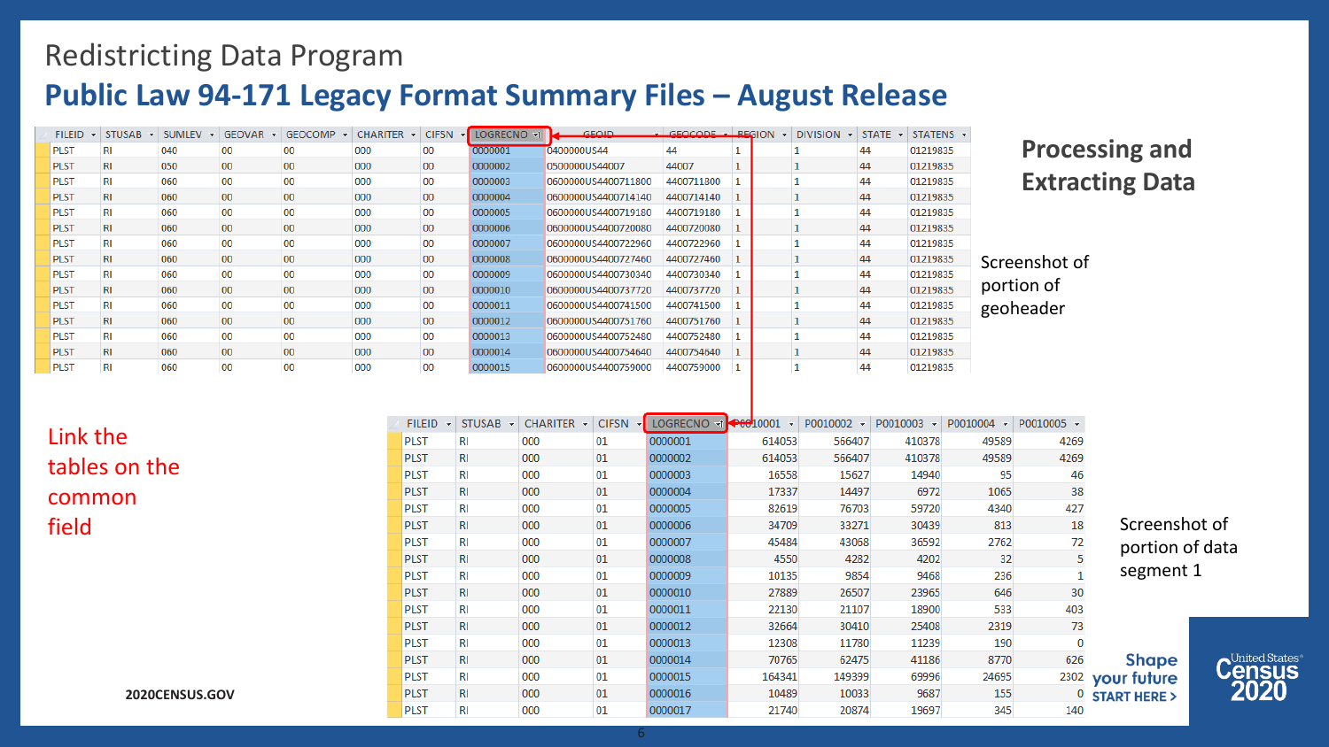Redistricting Data Program

## Public Law 94-171 Legacy Format Summary Files – August Release

### Processing and Extracting Data

Screenshot of portion of geoheader

| FILEID | STUSAB | SUMLEV | GEOVAR | GEOCOMP | CHARITER | CIFSN | LOGRECNO | GEOID | GEOCODE | REGION | DIVISION | STATE | STATENS |
|---|---|---|---|---|---|---|---|---|---|---|---|---|---|
| PLST | RI | 040 | 00 | 00 | 000 | 00 | 0000001 | 0400000US44 | 44 | 1 | 1 | 44 | 01219835 |
| PLST | RI | 050 | 00 | 00 | 000 | 00 | 0000002 | 0500000US44007 | 44007 | 1 | 1 | 44 | 01219835 |
| PLST | RI | 060 | 00 | 00 | 000 | 00 | 0000003 | 0600000US4400711800 | 4400711800 | 1 | 1 | 44 | 01219835 |
| PLST | RI | 060 | 00 | 00 | 000 | 00 | 0000004 | 0600000US4400714140 | 4400714140 | 1 | 1 | 44 | 01219835 |
| PLST | RI | 060 | 00 | 00 | 000 | 00 | 0000005 | 0600000US4400719180 | 4400719180 | 1 | 1 | 44 | 01219835 |
| PLST | RI | 060 | 00 | 00 | 000 | 00 | 0000006 | 0600000US4400720080 | 4400720080 | 1 | 1 | 44 | 01219835 |
| PLST | RI | 060 | 00 | 00 | 000 | 00 | 0000007 | 0600000US4400722960 | 4400722960 | 1 | 1 | 44 | 01219835 |
| PLST | RI | 060 | 00 | 00 | 000 | 00 | 0000008 | 0600000US4400727460 | 4400727460 | 1 | 1 | 44 | 01219835 |
| PLST | RI | 060 | 00 | 00 | 000 | 00 | 0000009 | 0600000US4400730340 | 4400730340 | 1 | 1 | 44 | 01219835 |
| PLST | RI | 060 | 00 | 00 | 000 | 00 | 0000010 | 0600000US4400737720 | 4400737720 | 1 | 1 | 44 | 01219835 |
| PLST | RI | 060 | 00 | 00 | 000 | 00 | 0000011 | 0600000US4400741500 | 4400741500 | 1 | 1 | 44 | 01219835 |
| PLST | RI | 060 | 00 | 00 | 000 | 00 | 0000012 | 0600000US4400751760 | 4400751760 | 1 | 1 | 44 | 01219835 |
| PLST | RI | 060 | 00 | 00 | 000 | 00 | 0000013 | 0600000US4400752480 | 4400752480 | 1 | 1 | 44 | 01219835 |
| PLST | RI | 060 | 00 | 00 | 000 | 00 | 0000014 | 0600000US4400754640 | 4400754640 | 1 | 1 | 44 | 01219835 |
| PLST | RI | 060 | 00 | 00 | 000 | 00 | 0000015 | 0600000US4400759000 | 4400759000 | 1 | 1 | 44 | 01219835 |

Link the tables on the common field

Screenshot of portion of data segment 1

| FILEID | STUSAB | CHARITER | CIFSN | LOGRECNO | P0010001 | P0010002 | P0010003 | P0010004 | P0010005 |
|---|---|---|---|---|---|---|---|---|---|
| PLST | RI | 000 | 01 | 0000001 | 614053 | 566407 | 410378 | 49589 | 4269 |
| PLST | RI | 000 | 01 | 0000002 | 614053 | 566407 | 410378 | 49589 | 4269 |
| PLST | RI | 000 | 01 | 0000003 | 16558 | 15627 | 14940 | 95 | 46 |
| PLST | RI | 000 | 01 | 0000004 | 17337 | 14497 | 6972 | 1065 | 38 |
| PLST | RI | 000 | 01 | 0000005 | 82619 | 76703 | 59720 | 4340 | 427 |
| PLST | RI | 000 | 01 | 0000006 | 34709 | 33271 | 30439 | 813 | 18 |
| PLST | RI | 000 | 01 | 0000007 | 45484 | 43068 | 36592 | 2762 | 72 |
| PLST | RI | 000 | 01 | 0000008 | 4550 | 4282 | 4202 | 32 | 5 |
| PLST | RI | 000 | 01 | 0000009 | 10135 | 9854 | 9468 | 236 | 1 |
| PLST | RI | 000 | 01 | 0000010 | 27889 | 26507 | 23965 | 646 | 30 |
| PLST | RI | 000 | 01 | 0000011 | 22130 | 21107 | 18900 | 533 | 403 |
| PLST | RI | 000 | 01 | 0000012 | 32664 | 30410 | 25408 | 2319 | 73 |
| PLST | RI | 000 | 01 | 0000013 | 12308 | 11780 | 11239 | 190 | 0 |
| PLST | RI | 000 | 01 | 0000014 | 70765 | 62475 | 41186 | 8770 | 626 |
| PLST | RI | 000 | 01 | 0000015 | 164341 | 149399 | 69996 | 24695 | 2302 |
| PLST | RI | 000 | 01 | 0000016 | 10489 | 10033 | 9687 | 155 | 0 |
| PLST | RI | 000 | 01 | 0000017 | 21740 | 20874 | 19697 | 345 | 140 |

2020CENSUS.GOV

Shape your future START HERE >

United States Census 2020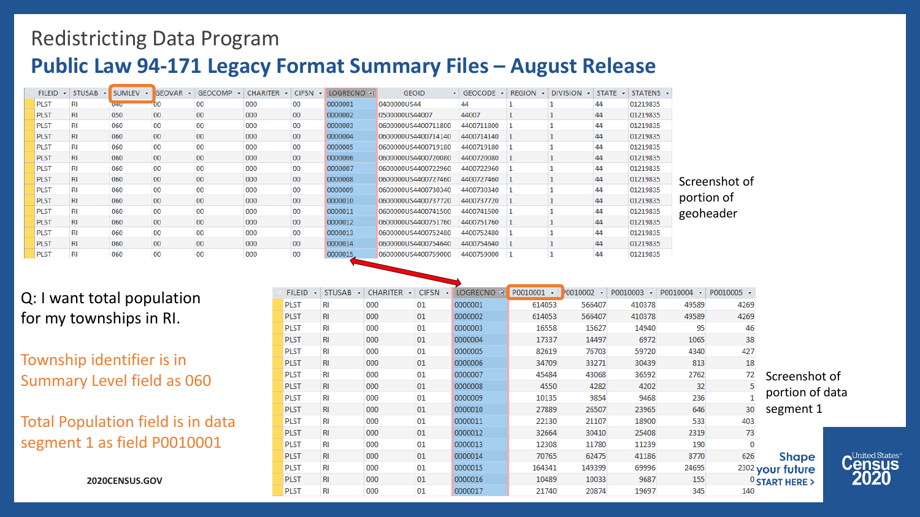# Redistricting Data Program

## Public Law 94-171 Legacy Format Summary Files – August Release

| FILEID | STUSAB | SUMLEV | GEOVAR | GEOCOMP | CHARITER | CIFSN | LOGRECNO | GEOID | GEOCODE | REGION | DIVISION | STATE | STATENS |
|---|---|---|---|---|---|---|---|---|---|---|---|---|---|
| PLST | RI | 040 | 00 | 00 | 000 | 00 | 0000001 | 0400000US44 | 44 | 1 | 1 | 44 | 01219835 |
| PLST | RI | 050 | 00 | 00 | 000 | 00 | 0000002 | 0500000US44007 | 44007 | 1 | 1 | 44 | 01219835 |
| PLST | RI | 060 | 00 | 00 | 000 | 00 | 0000003 | 0600000US4400711800 | 4400711800 | 1 | 1 | 44 | 01219835 |
| PLST | RI | 060 | 00 | 00 | 000 | 00 | 0000004 | 0600000US4400714140 | 4400714140 | 1 | 1 | 44 | 01219835 |
| PLST | RI | 060 | 00 | 00 | 000 | 00 | 0000005 | 0600000US4400719180 | 4400719180 | 1 | 1 | 44 | 01219835 |
| PLST | RI | 060 | 00 | 00 | 000 | 00 | 0000006 | 0600000US4400720080 | 4400720080 | 1 | 1 | 44 | 01219835 |
| PLST | RI | 060 | 00 | 00 | 000 | 00 | 0000007 | 0600000US4400722960 | 4400722960 | 1 | 1 | 44 | 01219835 |
| PLST | RI | 060 | 00 | 00 | 000 | 00 | 0000008 | 0600000US4400727460 | 4400727460 | 1 | 1 | 44 | 01219835 |
| PLST | RI | 060 | 00 | 00 | 000 | 00 | 0000009 | 0600000US4400730340 | 4400730340 | 1 | 1 | 44 | 01219835 |
| PLST | RI | 060 | 00 | 00 | 000 | 00 | 0000010 | 0600000US4400737720 | 4400737720 | 1 | 1 | 44 | 01219835 |
| PLST | RI | 060 | 00 | 00 | 000 | 00 | 0000011 | 0600000US4400741500 | 4400741500 | 1 | 1 | 44 | 01219835 |
| PLST | RI | 060 | 00 | 00 | 000 | 00 | 0000012 | 0600000US4400751760 | 4400751760 | 1 | 1 | 44 | 01219835 |
| PLST | RI | 060 | 00 | 00 | 000 | 00 | 0000013 | 0600000US4400752480 | 4400752480 | 1 | 1 | 44 | 01219835 |
| PLST | RI | 060 | 00 | 00 | 000 | 00 | 0000014 | 0600000US4400754640 | 4400754640 | 1 | 1 | 44 | 01219835 |
| PLST | RI | 060 | 00 | 00 | 000 | 00 | 0000015 | 0600000US4400759000 | 4400759000 | 1 | 1 | 44 | 01219835 |

Screenshot of portion of geoheader

Q: I want total population for my townships in RI.

Township identifier is in Summary Level field as 060

Total Population field is in data segment 1 as field P0010001

| FILEID | STUSAB | CHARITER | CIFSN | LOGRECNO | P0010001 | P0010002 | P0010003 | P0010004 | P0010005 |
|---|---|---|---|---|---|---|---|---|---|
| PLST | RI | 000 | 01 | 0000001 | 614053 | 566407 | 410378 | 49589 | 4269 |
| PLST | RI | 000 | 01 | 0000002 | 614053 | 566407 | 410378 | 49589 | 4269 |
| PLST | RI | 000 | 01 | 0000003 | 16558 | 15627 | 14940 | 95 | 46 |
| PLST | RI | 000 | 01 | 0000004 | 17337 | 14497 | 6972 | 1065 | 38 |
| PLST | RI | 000 | 01 | 0000005 | 82619 | 76703 | 59720 | 4340 | 427 |
| PLST | RI | 000 | 01 | 0000006 | 34709 | 33271 | 30439 | 813 | 18 |
| PLST | RI | 000 | 01 | 0000007 | 45484 | 43068 | 36592 | 2762 | 72 |
| PLST | RI | 000 | 01 | 0000008 | 4550 | 4282 | 4202 | 32 | 5 |
| PLST | RI | 000 | 01 | 0000009 | 10135 | 9854 | 9468 | 236 | 1 |
| PLST | RI | 000 | 01 | 0000010 | 27889 | 26507 | 23965 | 646 | 30 |
| PLST | RI | 000 | 01 | 0000011 | 22130 | 21107 | 18900 | 533 | 403 |
| PLST | RI | 000 | 01 | 0000012 | 32664 | 30410 | 25408 | 2319 | 73 |
| PLST | RI | 000 | 01 | 0000013 | 12308 | 11780 | 11239 | 190 | 0 |
| PLST | RI | 000 | 01 | 0000014 | 70765 | 62475 | 41186 | 8770 | 626 |
| PLST | RI | 000 | 01 | 0000015 | 164341 | 149399 | 69996 | 24695 | 2302 |
| PLST | RI | 000 | 01 | 0000016 | 10489 | 10033 | 9687 | 155 | 0 |
| PLST | RI | 000 | 01 | 0000017 | 21740 | 20874 | 19697 | 345 | 140 |

Screenshot of portion of data segment 1

2020CENSUS.GOV

Shape your future START HERE >

United States® Census 2020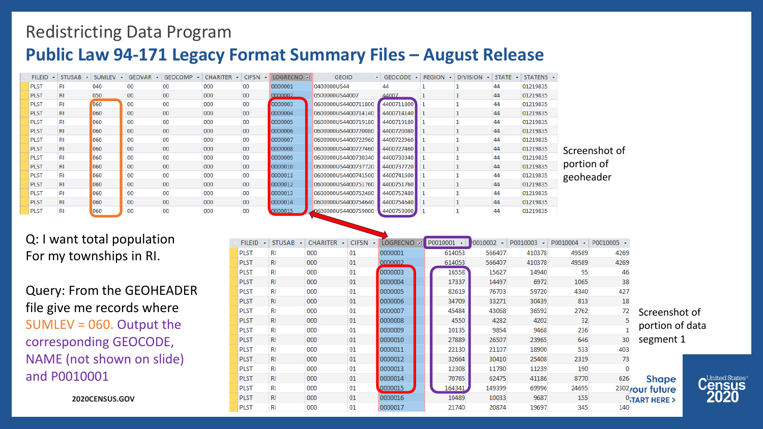Redistricting Data Program

# Public Law 94-171 Legacy Format Summary Files – August Release

| FILEID | STUSAB | SUMLEV | GEOVAR | GEOCOMP | CHARITER | CIFSN | LOGRECNO | GEOID | GEOCODE | REGION | DIVISION | STATE | STATENS |
|---|---|---|---|---|---|---|---|---|---|---|---|---|---|
| PLST | RI | 040 | 00 | 00 | 000 | 00 | 0000001 | 0400000US44 | 44 | 1 | 1 | 44 | 01219835 |
| PLST | RI | 050 | 00 | 00 | 000 | 00 | 0000002 | 0500000US44007 | 44007 | 1 | 1 | 44 | 01219835 |
| PLST | RI | 060 | 00 | 00 | 000 | 00 | 0000003 | 0600000US4400711800 | 4400711800 | 1 | 1 | 44 | 01219835 |
| PLST | RI | 060 | 00 | 00 | 000 | 00 | 0000004 | 0600000US4400714140 | 4400714140 | 1 | 1 | 44 | 01219835 |
| PLST | RI | 060 | 00 | 00 | 000 | 00 | 0000005 | 0600000US4400719180 | 4400719180 | 1 | 1 | 44 | 01219835 |
| PLST | RI | 060 | 00 | 00 | 000 | 00 | 0000006 | 0600000US4400720080 | 4400720080 | 1 | 1 | 44 | 01219835 |
| PLST | RI | 060 | 00 | 00 | 000 | 00 | 0000007 | 0600000US4400722960 | 4400722960 | 1 | 1 | 44 | 01219835 |
| PLST | RI | 060 | 00 | 00 | 000 | 00 | 0000008 | 0600000US4400727460 | 4400727460 | 1 | 1 | 44 | 01219835 |
| PLST | RI | 060 | 00 | 00 | 000 | 00 | 0000009 | 0600000US4400730340 | 4400730340 | 1 | 1 | 44 | 01219835 |
| PLST | RI | 060 | 00 | 00 | 000 | 00 | 0000010 | 0600000US4400737720 | 4400737720 | 1 | 1 | 44 | 01219835 |
| PLST | RI | 060 | 00 | 00 | 000 | 00 | 0000011 | 0600000US4400741500 | 4400741500 | 1 | 1 | 44 | 01219835 |
| PLST | RI | 060 | 00 | 00 | 000 | 00 | 0000012 | 0600000US4400751760 | 4400751760 | 1 | 1 | 44 | 01219835 |
| PLST | RI | 060 | 00 | 00 | 000 | 00 | 0000013 | 0600000US4400752480 | 4400752480 | 1 | 1 | 44 | 01219835 |
| PLST | RI | 060 | 00 | 00 | 000 | 00 | 0000014 | 0600000US4400754640 | 4400754640 | 1 | 1 | 44 | 01219835 |
| PLST | RI | 060 | 00 | 00 | 000 | 00 | 0000015 | 0600000US4400759000 | 4400759000 | 1 | 1 | 44 | 01219835 |

Screenshot of portion of geoheader

Q: I want total population For my townships in RI.

Query: From the GEOHEADER file give me records where SUMLEV = 060. Output the corresponding GEOCODE, NAME (not shown on slide) and P0010001

| FILEID | STUSAB | CHARITER | CIFSN | LOGRECNO | P0010001 | P0010002 | P0010003 | P0010004 | P0010005 |
|---|---|---|---|---|---|---|---|---|---|
| PLST | RI | 000 | 01 | 0000001 | 614053 | 566407 | 410378 | 49589 | 4269 |
| PLST | RI | 000 | 01 | 0000002 | 614053 | 566407 | 410378 | 49589 | 4269 |
| PLST | RI | 000 | 01 | 0000003 | 16558 | 15627 | 14940 | 95 | 46 |
| PLST | RI | 000 | 01 | 0000004 | 17337 | 14497 | 6972 | 1065 | 38 |
| PLST | RI | 000 | 01 | 0000005 | 82619 | 76703 | 59720 | 4340 | 427 |
| PLST | RI | 000 | 01 | 0000006 | 34709 | 33271 | 30439 | 813 | 18 |
| PLST | RI | 000 | 01 | 0000007 | 45484 | 43068 | 36592 | 2762 | 72 |
| PLST | RI | 000 | 01 | 0000008 | 4550 | 4282 | 4202 | 32 | 5 |
| PLST | RI | 000 | 01 | 0000009 | 10135 | 9854 | 9468 | 236 | 1 |
| PLST | RI | 000 | 01 | 0000010 | 27889 | 26507 | 23965 | 646 | 30 |
| PLST | RI | 000 | 01 | 0000011 | 22130 | 21107 | 18900 | 533 | 403 |
| PLST | RI | 000 | 01 | 0000012 | 32664 | 30410 | 25408 | 2319 | 73 |
| PLST | RI | 000 | 01 | 0000013 | 12308 | 11780 | 11239 | 190 | 0 |
| PLST | RI | 000 | 01 | 0000014 | 70765 | 62475 | 41186 | 8770 | 626 |
| PLST | RI | 000 | 01 | 0000015 | 164341 | 149399 | 69996 | 24695 | 2302 |
| PLST | RI | 000 | 01 | 0000016 | 10489 | 10033 | 9687 | 155 | 0 |
| PLST | RI | 000 | 01 | 0000017 | 21740 | 20874 | 19697 | 345 | 140 |

Screenshot of portion of data segment 1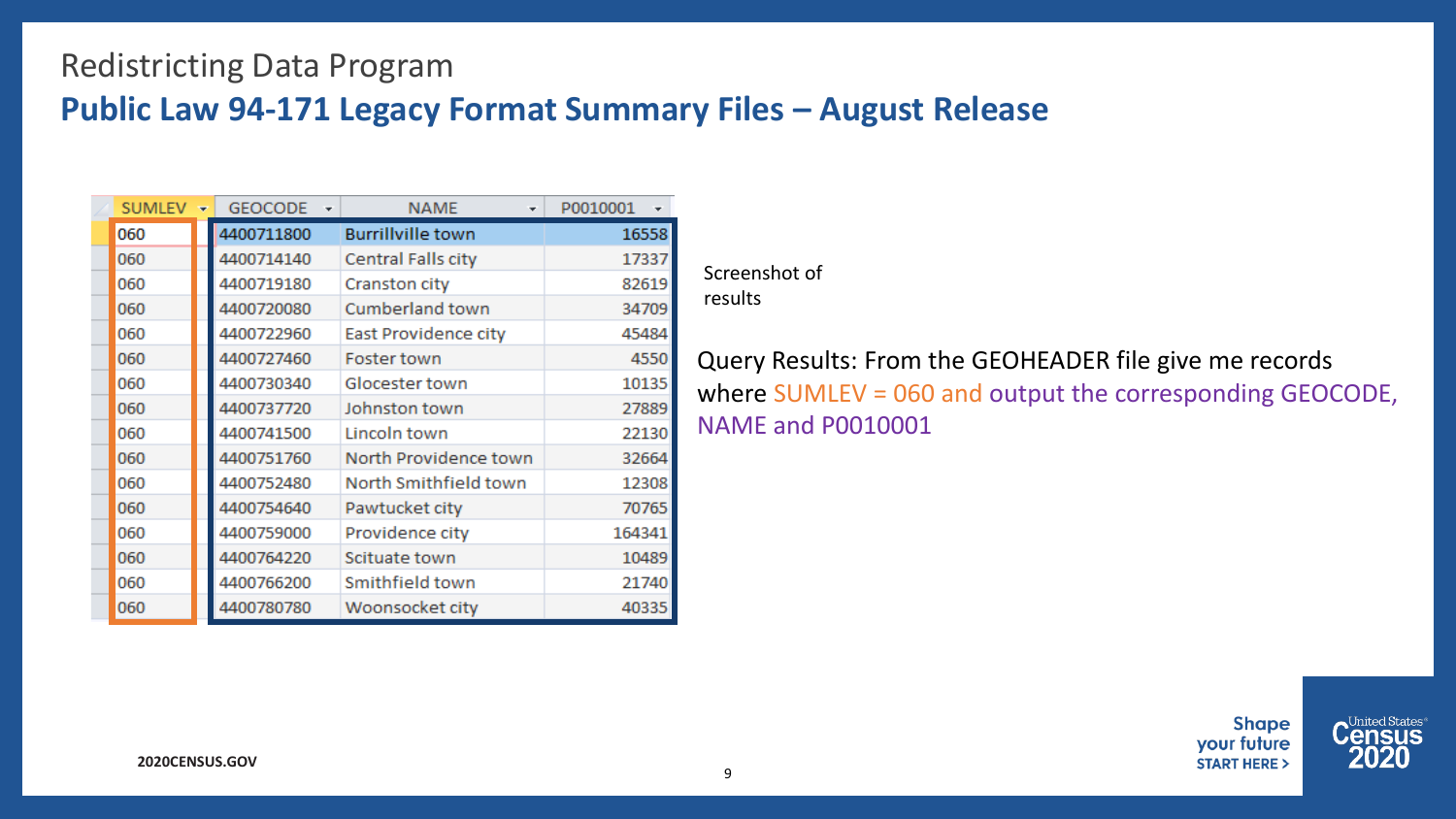# Redistricting Data Program

## Public Law 94-171 Legacy Format Summary Files – August Release

| SUMLEV | GEOCODE | NAME | P0010001 |
|---|---|---|---|
| 060 | 4400711800 | Burrillville town | 16558 |
| 060 | 4400714140 | Central Falls city | 17337 |
| 060 | 4400719180 | Cranston city | 82619 |
| 060 | 4400720080 | Cumberland town | 34709 |
| 060 | 4400722960 | East Providence city | 45484 |
| 060 | 4400727460 | Foster town | 4550 |
| 060 | 4400730340 | Glocester town | 10135 |
| 060 | 4400737720 | Johnston town | 27889 |
| 060 | 4400741500 | Lincoln town | 22130 |
| 060 | 4400751760 | North Providence town | 32664 |
| 060 | 4400752480 | North Smithfield town | 12308 |
| 060 | 4400754640 | Pawtucket city | 70765 |
| 060 | 4400759000 | Providence city | 164341 |
| 060 | 4400764220 | Scituate town | 10489 |
| 060 | 4400766200 | Smithfield town | 21740 |
| 060 | 4400780780 | Woonsocket city | 40335 |

Screenshot of results

Query Results: From the GEOHEADER file give me records where SUMLEV = 060 and output the corresponding GEOCODE, NAME and P0010001

2020CENSUS.GOV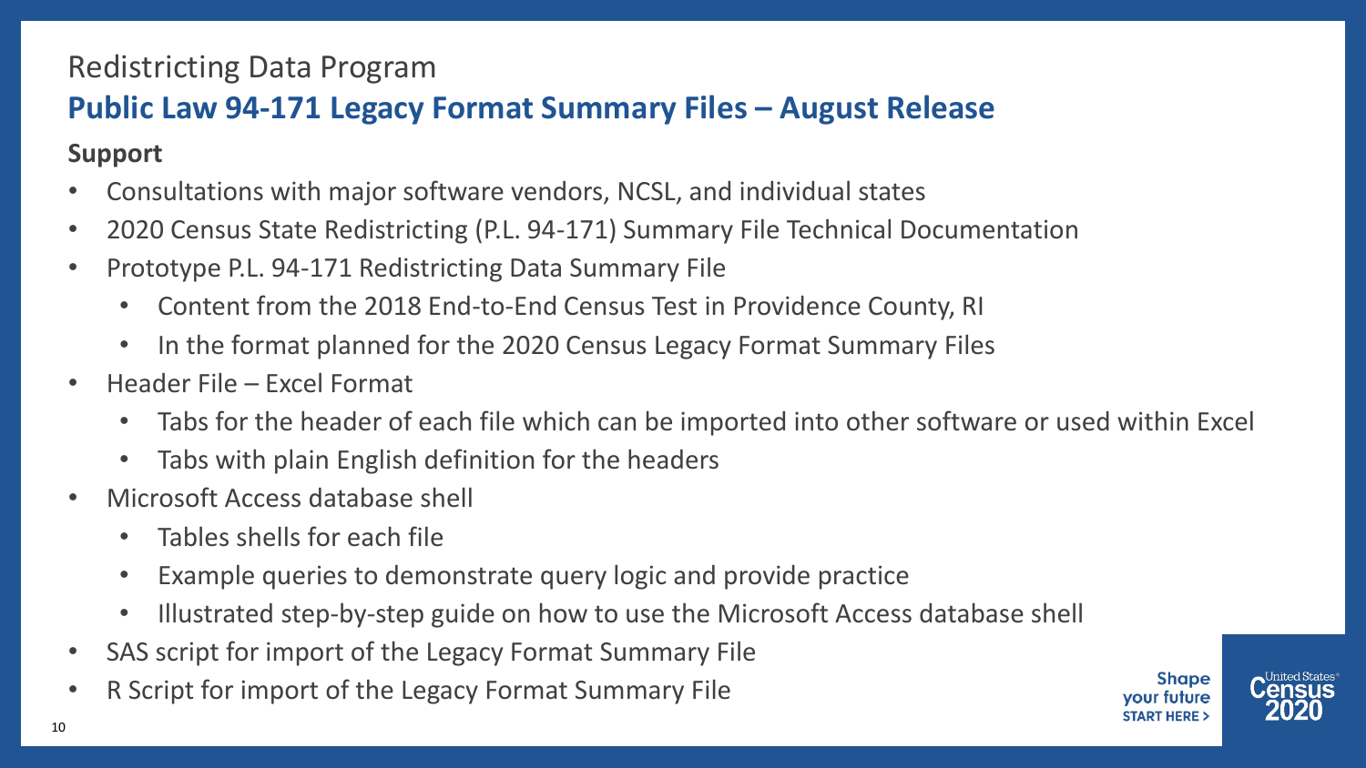## Redistricting Data Program

# Public Law 94-171 Legacy Format Summary Files – August Release

### Support

- Consultations with major software vendors, NCSL, and individual states
- 2020 Census State Redistricting (P.L. 94-171) Summary File Technical Documentation
- Prototype P.L. 94-171 Redistricting Data Summary File
  - Content from the 2018 End-to-End Census Test in Providence County, RI
  - In the format planned for the 2020 Census Legacy Format Summary Files
- Header File – Excel Format
  - Tabs for the header of each file which can be imported into other software or used within Excel
  - Tabs with plain English definition for the headers
- Microsoft Access database shell
  - Tables shells for each file
  - Example queries to demonstrate query logic and provide practice
  - Illustrated step-by-step guide on how to use the Microsoft Access database shell
- SAS script for import of the Legacy Format Summary File
- R Script for import of the Legacy Format Summary File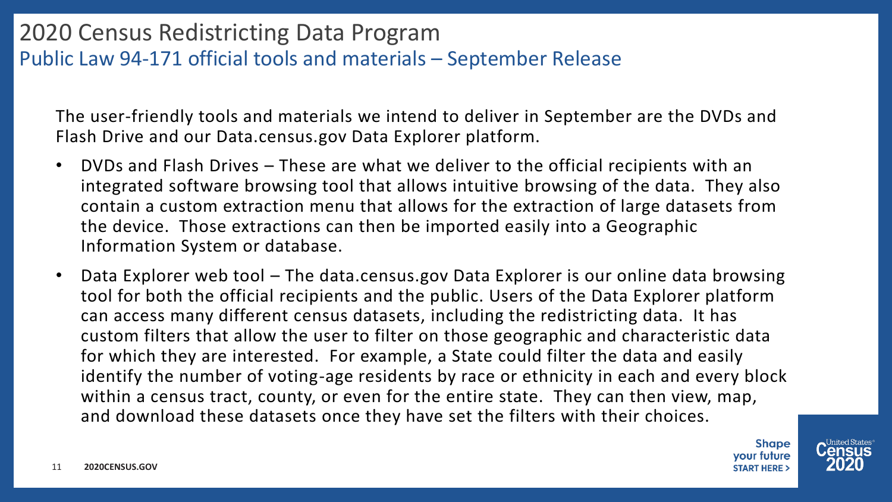# 2020 Census Redistricting Data Program

## Public Law 94-171 official tools and materials – September Release

The user-friendly tools and materials we intend to deliver in September are the DVDs and Flash Drive and our Data.census.gov Data Explorer platform.

- DVDs and Flash Drives – These are what we deliver to the official recipients with an integrated software browsing tool that allows intuitive browsing of the data. They also contain a custom extraction menu that allows for the extraction of large datasets from the device. Those extractions can then be imported easily into a Geographic Information System or database.
- Data Explorer web tool – The data.census.gov Data Explorer is our online data browsing tool for both the official recipients and the public. Users of the Data Explorer platform can access many different census datasets, including the redistricting data. It has custom filters that allow the user to filter on those geographic and characteristic data for which they are interested. For example, a State could filter the data and easily identify the number of voting-age residents by race or ethnicity in each and every block within a census tract, county, or even for the entire state. They can then view, map, and download these datasets once they have set the filters with their choices.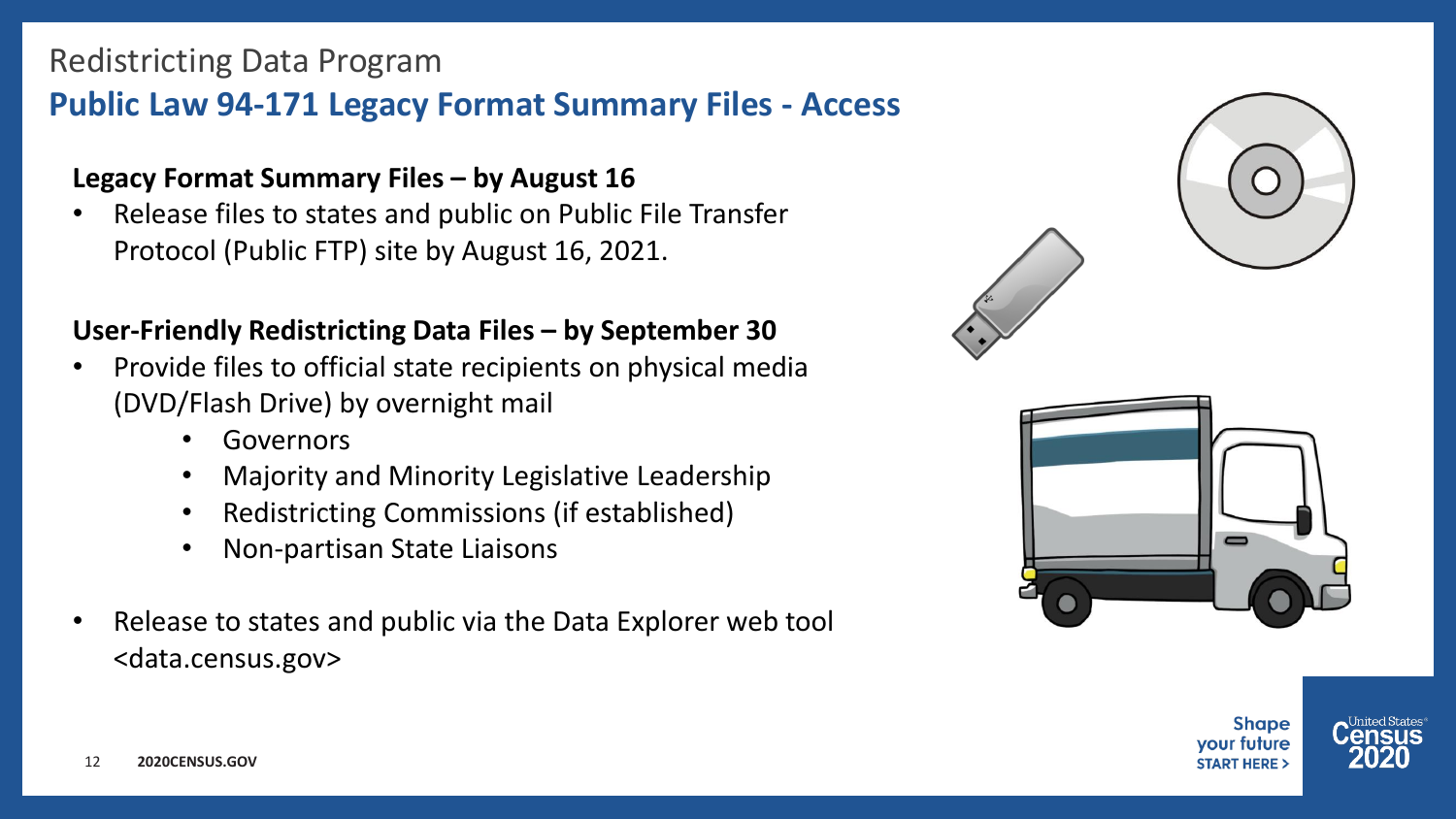Redistricting Data Program

## Public Law 94-171 Legacy Format Summary Files - Access

**Legacy Format Summary Files – by August 16**

- Release files to states and public on Public File Transfer Protocol (Public FTP) site by August 16, 2021.

**User-Friendly Redistricting Data Files – by September 30**

- Provide files to official state recipients on physical media (DVD/Flash Drive) by overnight mail
    - Governors
    - Majority and Minority Legislative Leadership
    - Redistricting Commissions (if established)
    - Non-partisan State Liaisons
- Release to states and public via the Data Explorer web tool <data.census.gov>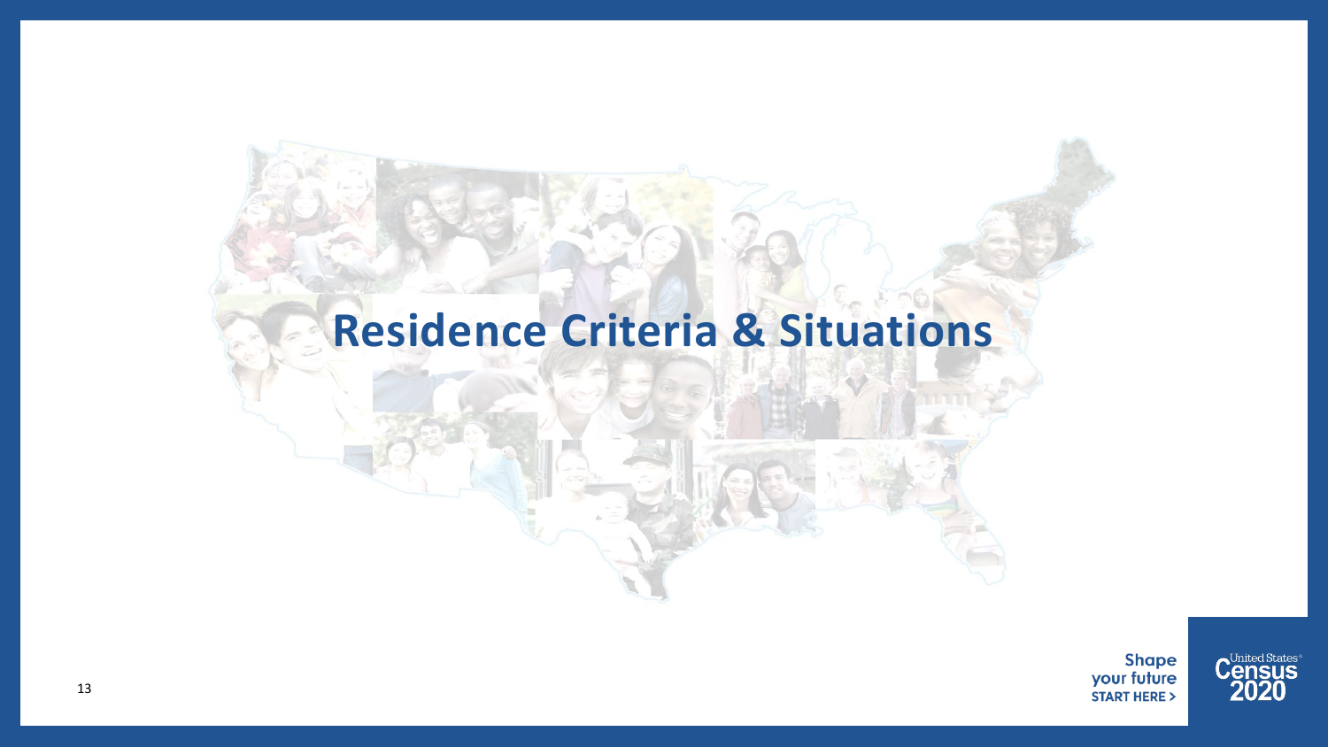# Residence Criteria & Situations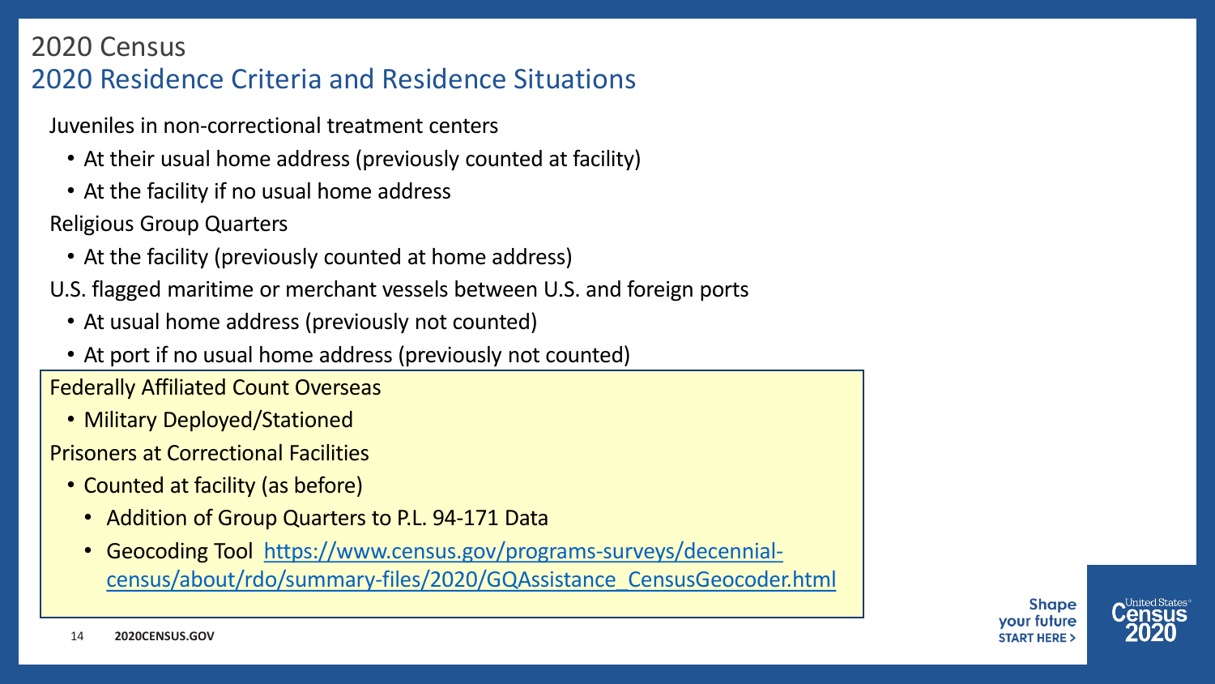2020 Census

## 2020 Residence Criteria and Residence Situations

Juveniles in non-correctional treatment centers

- At their usual home address (previously counted at facility)
- At the facility if no usual home address

Religious Group Quarters

- At the facility (previously counted at home address)

U.S. flagged maritime or merchant vessels between U.S. and foreign ports

- At usual home address (previously not counted)
- At port if no usual home address (previously not counted)

Federally Affiliated Count Overseas

- Military Deployed/Stationed

Prisoners at Correctional Facilities

- Counted at facility (as before)
  - Addition of Group Quarters to P.L. 94-171 Data
  - Geocoding Tool [https://www.census.gov/programs-surveys/decennial-census/about/rdo/summary-files/2020/GQAssistance_CensusGeocoder.html](https://www.census.gov/programs-surveys/decennial-census/about/rdo/summary-files/2020/GQAssistance_CensusGeocoder.html)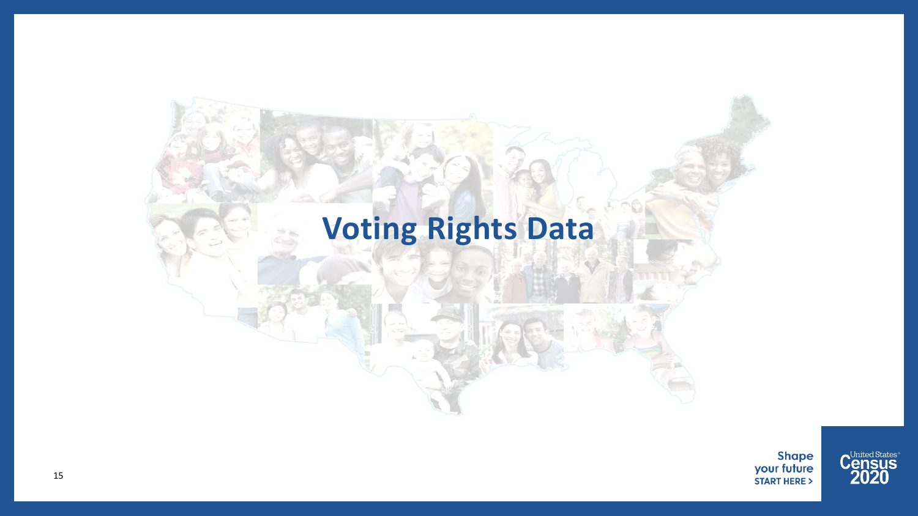# Voting Rights Data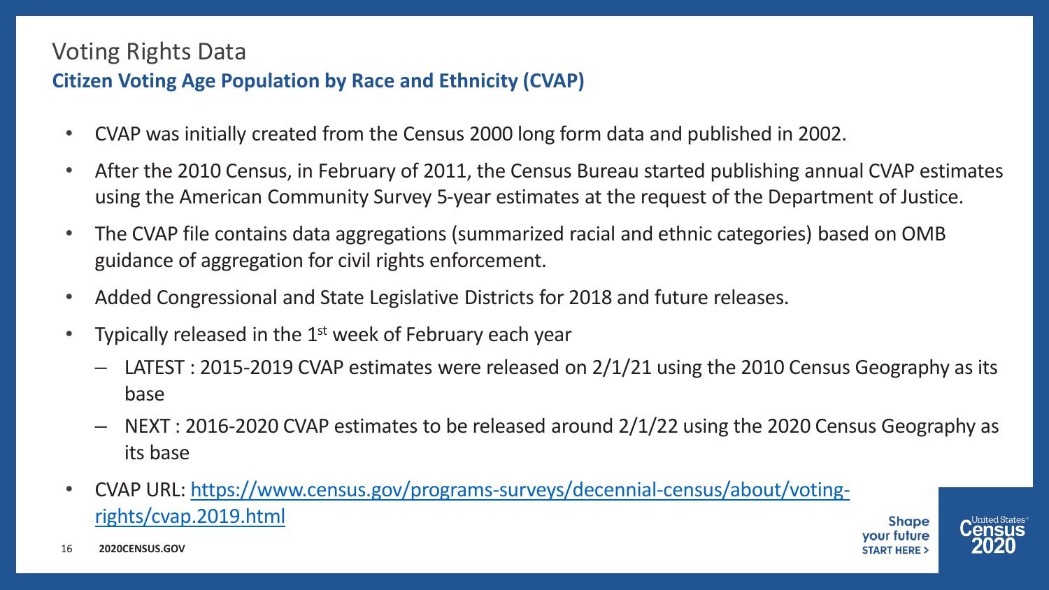# Voting Rights Data

## Citizen Voting Age Population by Race and Ethnicity (CVAP)

- CVAP was initially created from the Census 2000 long form data and published in 2002.
- After the 2010 Census, in February of 2011, the Census Bureau started publishing annual CVAP estimates using the American Community Survey 5-year estimates at the request of the Department of Justice.
- The CVAP file contains data aggregations (summarized racial and ethnic categories) based on OMB guidance of aggregation for civil rights enforcement.
- Added Congressional and State Legislative Districts for 2018 and future releases.
- Typically released in the 1st week of February each year
  - LATEST : 2015-2019 CVAP estimates were released on 2/1/21 using the 2010 Census Geography as its base
  - NEXT : 2016-2020 CVAP estimates to be released around 2/1/22 using the 2020 Census Geography as its base
- CVAP URL: [https://www.census.gov/programs-surveys/decennial-census/about/voting-rights/cvap.2019.html](https://www.census.gov/programs-surveys/decennial-census/about/voting-rights/cvap.2019.html)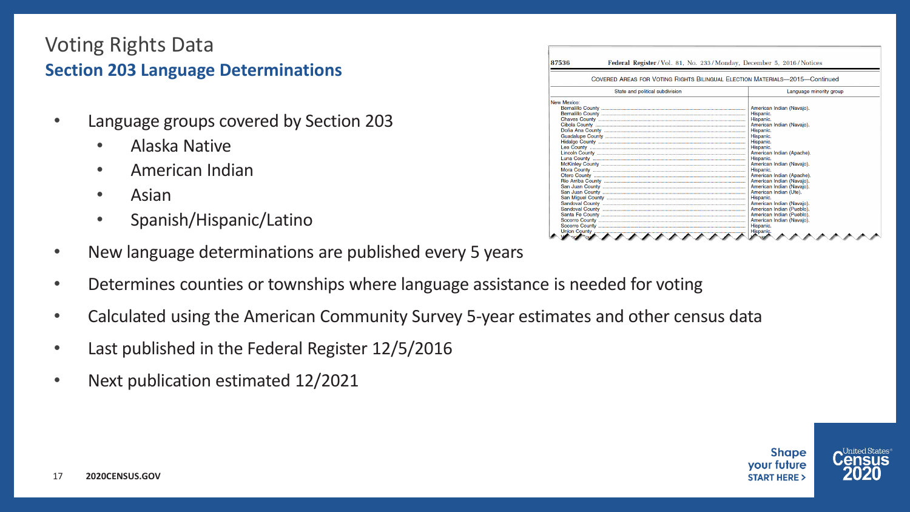# Voting Rights Data

## Section 203 Language Determinations

- Language groups covered by Section 203
  - Alaska Native
  - American Indian
  - Asian
  - Spanish/Hispanic/Latino
- New language determinations are published every 5 years
- Determines counties or townships where language assistance is needed for voting
- Calculated using the American Community Survey 5-year estimates and other census data
- Last published in the Federal Register 12/5/2016
- Next publication estimated 12/2021

87536 Federal Register / Vol. 81, No. 233 / Monday, December 5, 2016 / Notices

COVERED AREAS FOR VOTING RIGHTS BILINGUAL ELECTION MATERIALS—2015—Continued

| State and political subdivision | Language minority group |
| --- | --- |
| New Mexico: | |
| Bernalillo County | American Indian (Navajo). |
| Bernalillo County | Hispanic. |
| Chaves County | Hispanic. |
| Cibola County | American Indian (Navajo). |
| Doña Ana County | Hispanic. |
| Guadalupe County | Hispanic. |
| Hidalgo County | Hispanic. |
| Lea County | Hispanic. |
| Lincoln County | American Indian (Apache). |
| Luna County | Hispanic. |
| McKinley County | American Indian (Navajo). |
| Mora County | Hispanic. |
| Otero County | American Indian (Apache). |
| Rio Arriba County | American Indian (Navajo). |
| San Juan County | American Indian (Navajo). |
| San Juan County | American Indian (Ute). |
| San Miguel County | Hispanic. |
| Sandoval County | American Indian (Navajo). |
| Sandoval County | American Indian (Pueblo). |
| Santa Fe County | American Indian (Pueblo). |
| Socorro County | American Indian (Navajo). |
| Socorro County | Hispanic. |
| Union County | Hispanic. |

Shape your future START HERE >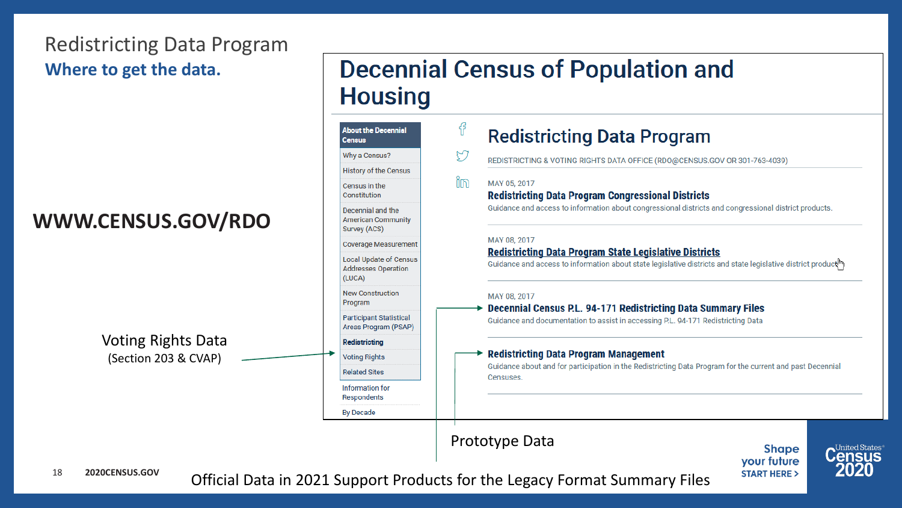# Redistricting Data Program

## Where to get the data.

**WWW.CENSUS.GOV/RDO**

Voting Rights Data
(Section 203 & CVAP)

# Decennial Census of Population and Housing

- About the Decennial Census
- Why a Census?
- History of the Census
- Census in the Constitution
- Decennial and the American Community Survey (ACS)
- Coverage Measurement
- Local Update of Census Addresses Operation (LUCA)
- New Construction Program
- Participant Statistical Areas Program (PSAP)
- **Redistricting**
- Voting Rights
- Related Sites
- Information for Respondents
- By Decade

## Redistricting Data Program

REDISTRICTING & VOTING RIGHTS DATA OFFICE (RDO@CENSUS.GOV OR 301-763-4039)

MAY 05, 2017
**Redistricting Data Program Congressional Districts**
Guidance and access to information about congressional districts and congressional district products.

MAY 08, 2017
**Redistricting Data Program State Legislative Districts**
Guidance and access to information about state legislative districts and state legislative district products.

MAY 08, 2017
**Decennial Census P.L. 94-171 Redistricting Data Summary Files**
Guidance and documentation to assist in accessing P.L. 94-171 Redistricting Data

**Redistricting Data Program Management**
Guidance about and for participation in the Redistricting Data Program for the current and past Decennial Censuses.

Prototype Data

Official Data in 2021 Support Products for the Legacy Format Summary Files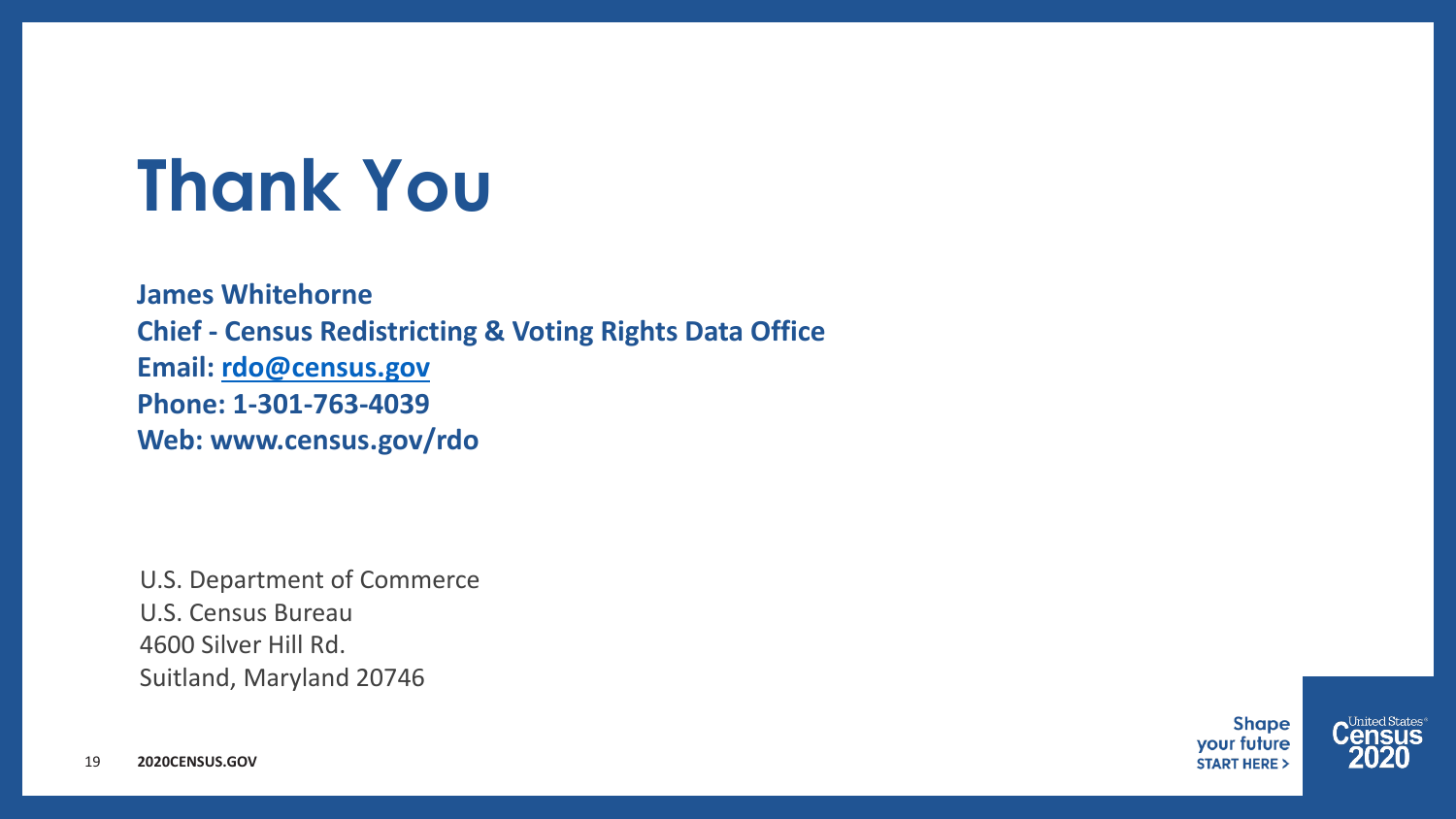# Thank You

**James Whitehorne**
**Chief - Census Redistricting & Voting Rights Data Office**
**Email: rdo@census.gov**
**Phone: 1-301-763-4039**
**Web: www.census.gov/rdo**

U.S. Department of Commerce
U.S. Census Bureau
4600 Silver Hill Rd.
Suitland, Maryland 20746